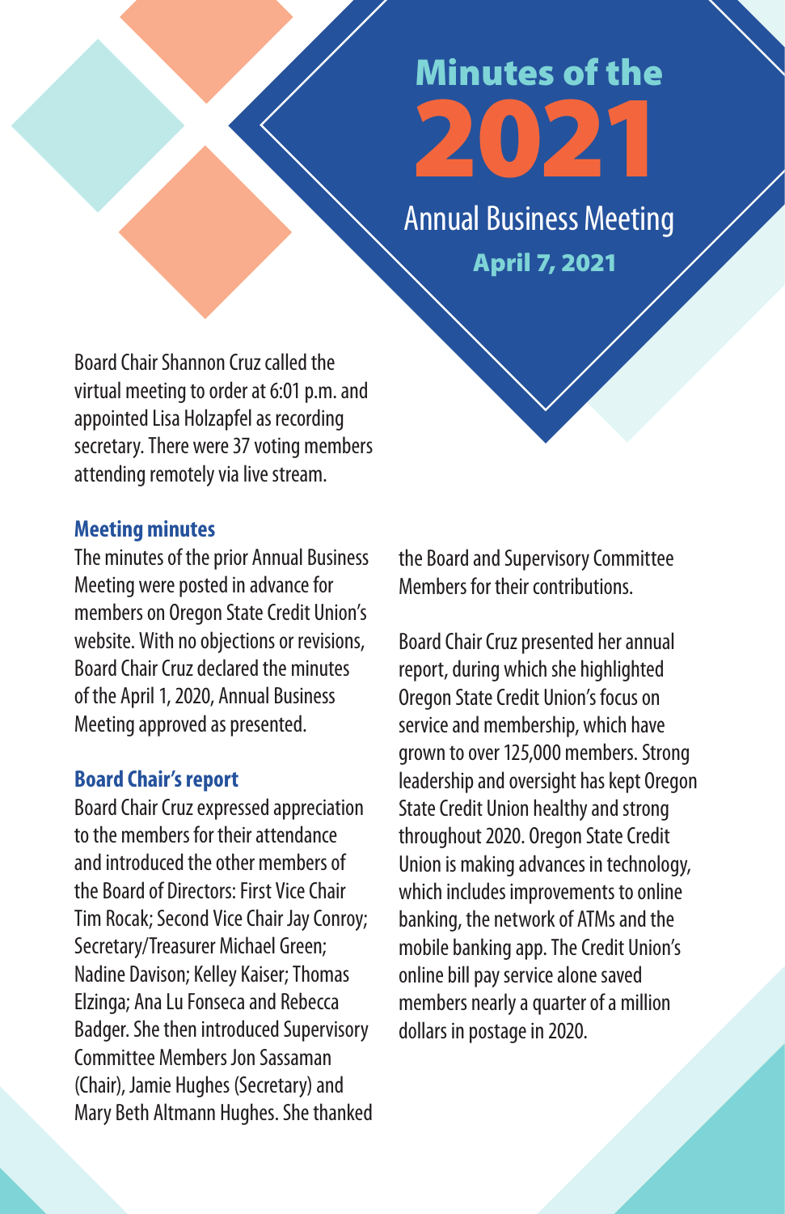# Minutes of the 2021 Annual Business Meeting

**April 7, 2021**

Board Chair Shannon Cruz called the virtual meeting to order at 6:01 p.m. and appointed Lisa Holzapfel as recording secretary. There were 37 voting members attending remotely via live stream.

## Meeting minutes

The minutes of the prior Annual Business Meeting were posted in advance for members on Oregon State Credit Union's website. With no objections or revisions, Board Chair Cruz declared the minutes of the April 1, 2020, Annual Business Meeting approved as presented.

## Board Chair's report

Board Chair Cruz expressed appreciation to the members for their attendance and introduced the other members of the Board of Directors: First Vice Chair Tim Rocak; Second Vice Chair Jay Conroy; Secretary/Treasurer Michael Green; Nadine Davison; Kelley Kaiser; Thomas Elzinga; Ana Lu Fonseca and Rebecca Badger. She then introduced Supervisory Committee Members Jon Sassaman (Chair), Jamie Hughes (Secretary) and Mary Beth Altmann Hughes. She thanked the Board and Supervisory Committee Members for their contributions.

Board Chair Cruz presented her annual report, during which she highlighted Oregon State Credit Union's focus on service and membership, which have grown to over 125,000 members. Strong leadership and oversight has kept Oregon State Credit Union healthy and strong throughout 2020. Oregon State Credit Union is making advances in technology, which includes improvements to online banking, the network of ATMs and the mobile banking app. The Credit Union's online bill pay service alone saved members nearly a quarter of a million dollars in postage in 2020.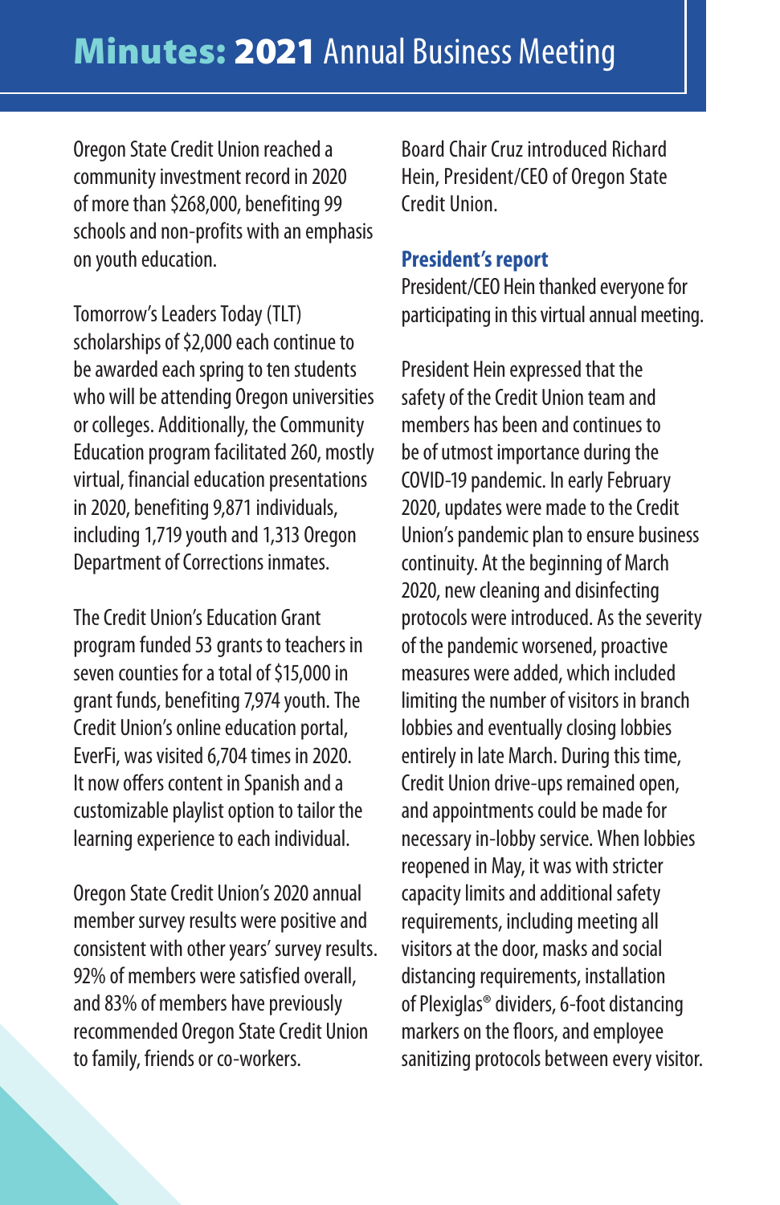# Minutes: 2021 Annual Business Meeting

Oregon State Credit Union reached a community investment record in 2020 of more than $268,000, benefiting 99 schools and non-profits with an emphasis on youth education.

Tomorrow's Leaders Today (TLT) scholarships of $2,000 each continue to be awarded each spring to ten students who will be attending Oregon universities or colleges. Additionally, the Community Education program facilitated 260, mostly virtual, financial education presentations in 2020, benefiting 9,871 individuals, including 1,719 youth and 1,313 Oregon Department of Corrections inmates.

The Credit Union's Education Grant program funded 53 grants to teachers in seven counties for a total of $15,000 in grant funds, benefiting 7,974 youth. The Credit Union's online education portal, EverFi, was visited 6,704 times in 2020. It now offers content in Spanish and a customizable playlist option to tailor the learning experience to each individual.

Oregon State Credit Union's 2020 annual member survey results were positive and consistent with other years' survey results. 92% of members were satisfied overall, and 83% of members have previously recommended Oregon State Credit Union to family, friends or co-workers.

Board Chair Cruz introduced Richard Hein, President/CEO of Oregon State Credit Union.

## President's report

President/CEO Hein thanked everyone for participating in this virtual annual meeting.

President Hein expressed that the safety of the Credit Union team and members has been and continues to be of utmost importance during the COVID-19 pandemic. In early February 2020, updates were made to the Credit Union's pandemic plan to ensure business continuity. At the beginning of March 2020, new cleaning and disinfecting protocols were introduced. As the severity of the pandemic worsened, proactive measures were added, which included limiting the number of visitors in branch lobbies and eventually closing lobbies entirely in late March. During this time, Credit Union drive-ups remained open, and appointments could be made for necessary in-lobby service. When lobbies reopened in May, it was with stricter capacity limits and additional safety requirements, including meeting all visitors at the door, masks and social distancing requirements, installation of Plexiglas® dividers, 6-foot distancing markers on the floors, and employee sanitizing protocols between every visitor.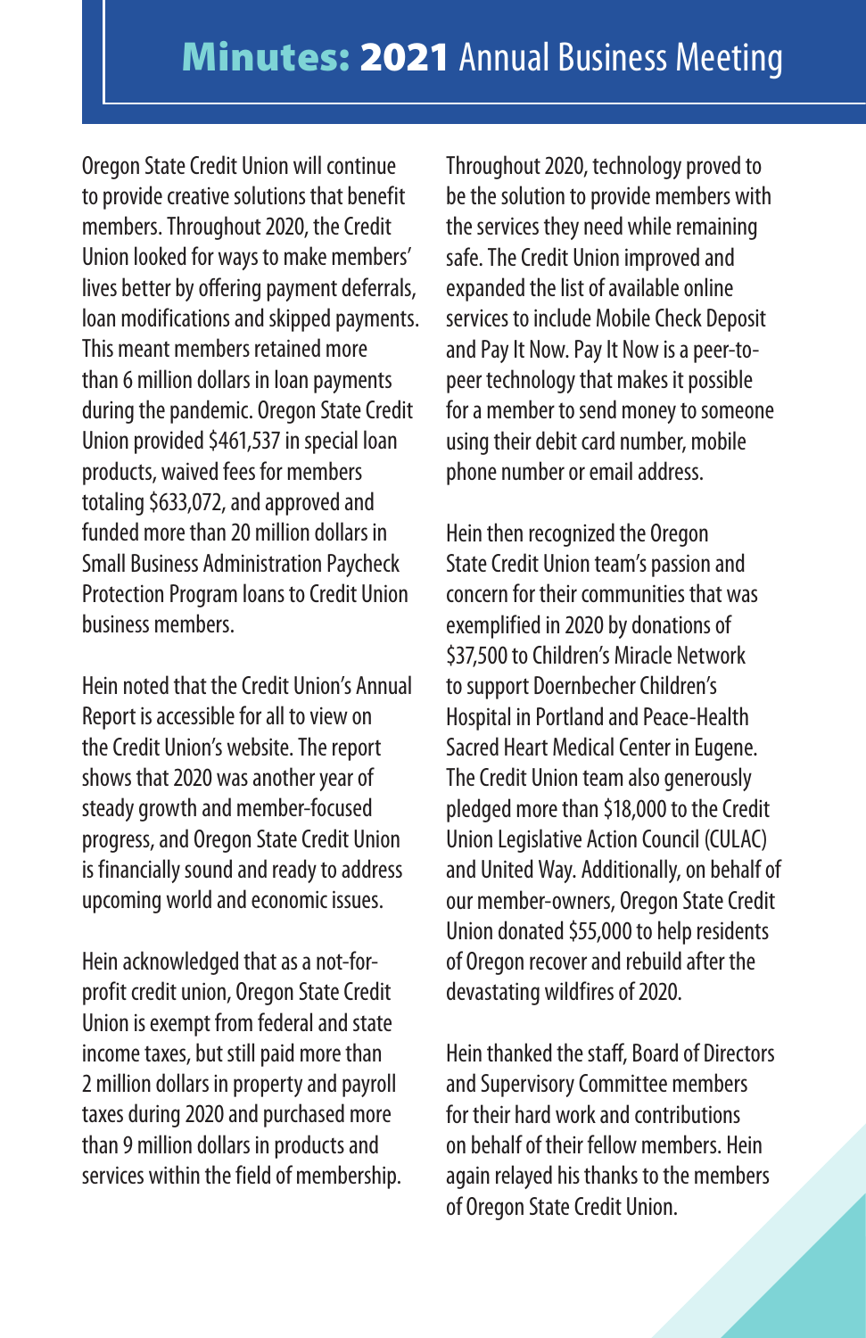# Minutes: 2021 Annual Business Meeting

Oregon State Credit Union will continue to provide creative solutions that benefit members. Throughout 2020, the Credit Union looked for ways to make members' lives better by offering payment deferrals, loan modifications and skipped payments. This meant members retained more than 6 million dollars in loan payments during the pandemic. Oregon State Credit Union provided $461,537 in special loan products, waived fees for members totaling $633,072, and approved and funded more than 20 million dollars in Small Business Administration Paycheck Protection Program loans to Credit Union business members.

Hein noted that the Credit Union's Annual Report is accessible for all to view on the Credit Union's website. The report shows that 2020 was another year of steady growth and member-focused progress, and Oregon State Credit Union is financially sound and ready to address upcoming world and economic issues.

Hein acknowledged that as a not-for-profit credit union, Oregon State Credit Union is exempt from federal and state income taxes, but still paid more than 2 million dollars in property and payroll taxes during 2020 and purchased more than 9 million dollars in products and services within the field of membership.

Throughout 2020, technology proved to be the solution to provide members with the services they need while remaining safe. The Credit Union improved and expanded the list of available online services to include Mobile Check Deposit and Pay It Now. Pay It Now is a peer-to-peer technology that makes it possible for a member to send money to someone using their debit card number, mobile phone number or email address.

Hein then recognized the Oregon State Credit Union team's passion and concern for their communities that was exemplified in 2020 by donations of $37,500 to Children's Miracle Network to support Doernbecher Children's Hospital in Portland and Peace-Health Sacred Heart Medical Center in Eugene. The Credit Union team also generously pledged more than $18,000 to the Credit Union Legislative Action Council (CULAC) and United Way. Additionally, on behalf of our member-owners, Oregon State Credit Union donated $55,000 to help residents of Oregon recover and rebuild after the devastating wildfires of 2020.

Hein thanked the staff, Board of Directors and Supervisory Committee members for their hard work and contributions on behalf of their fellow members. Hein again relayed his thanks to the members of Oregon State Credit Union.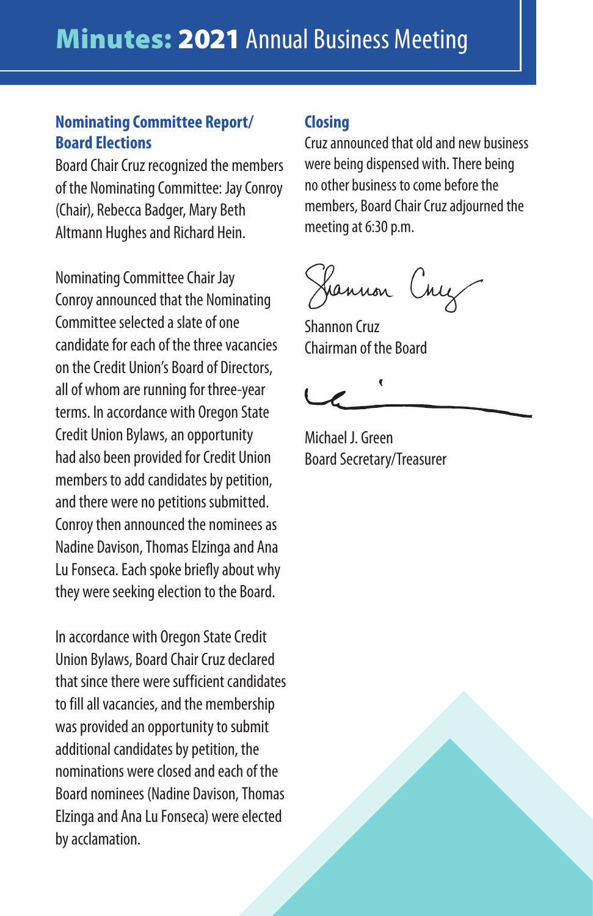# Minutes: 2021 Annual Business Meeting

## Nominating Committee Report/ Board Elections

Board Chair Cruz recognized the members of the Nominating Committee: Jay Conroy (Chair), Rebecca Badger, Mary Beth Altmann Hughes and Richard Hein.

Nominating Committee Chair Jay Conroy announced that the Nominating Committee selected a slate of one candidate for each of the three vacancies on the Credit Union's Board of Directors, all of whom are running for three-year terms. In accordance with Oregon State Credit Union Bylaws, an opportunity had also been provided for Credit Union members to add candidates by petition, and there were no petitions submitted. Conroy then announced the nominees as Nadine Davison, Thomas Elzinga and Ana Lu Fonseca. Each spoke briefly about why they were seeking election to the Board.

In accordance with Oregon State Credit Union Bylaws, Board Chair Cruz declared that since there were sufficient candidates to fill all vacancies, and the membership was provided an opportunity to submit additional candidates by petition, the nominations were closed and each of the Board nominees (Nadine Davison, Thomas Elzinga and Ana Lu Fonseca) were elected by acclamation.

## Closing

Cruz announced that old and new business were being dispensed with. There being no other business to come before the members, Board Chair Cruz adjourned the meeting at 6:30 p.m.

Shannon Cruz
Chairman of the Board

Michael J. Green
Board Secretary/Treasurer